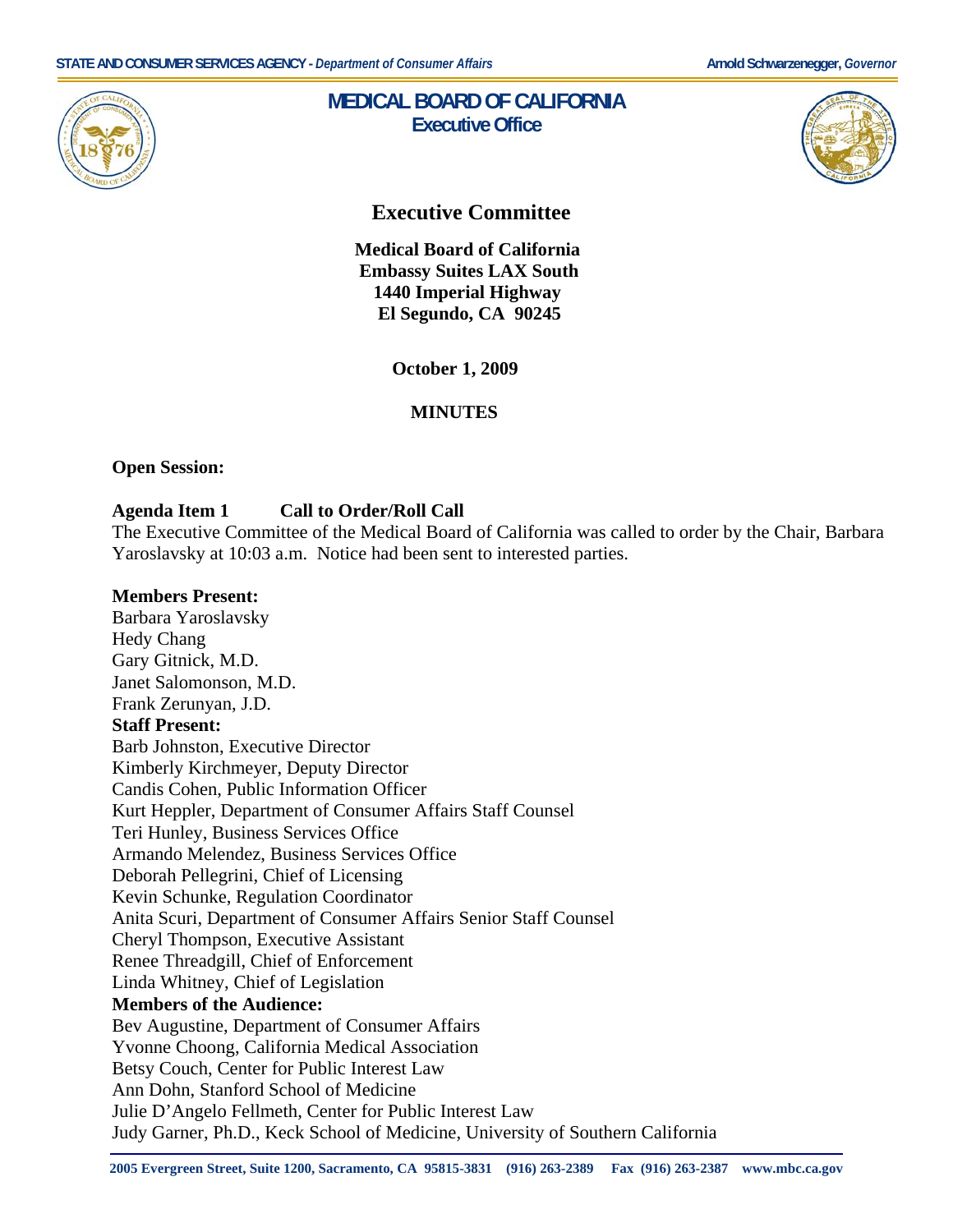STATE AND CONSUMER SERVICES AGENCY - *Department of Consumer Affairs* **Arnold Schwarzenegger,** *Governor*

# MEDICAL BOARD OF CALIFORNIA
**Executive Office**

## Executive Committee

**Medical Board of California**
**Embassy Suites LAX South**
**1440 Imperial Highway**
**El Segundo, CA 90245**

**October 1, 2009**

**MINUTES**

**Open Session:**

**Agenda Item 1 Call to Order/Roll Call**

The Executive Committee of the Medical Board of California was called to order by the Chair, Barbara Yaroslavsky at 10:03 a.m. Notice had been sent to interested parties.

**Members Present:**
Barbara Yaroslavsky
Hedy Chang
Gary Gitnick, M.D.
Janet Salomonson, M.D.
Frank Zerunyan, J.D.

**Staff Present:**
Barb Johnston, Executive Director
Kimberly Kirchmeyer, Deputy Director
Candis Cohen, Public Information Officer
Kurt Heppler, Department of Consumer Affairs Staff Counsel
Teri Hunley, Business Services Office
Armando Melendez, Business Services Office
Deborah Pellegrini, Chief of Licensing
Kevin Schunke, Regulation Coordinator
Anita Scuri, Department of Consumer Affairs Senior Staff Counsel
Cheryl Thompson, Executive Assistant
Renee Threadgill, Chief of Enforcement
Linda Whitney, Chief of Legislation

**Members of the Audience:**
Bev Augustine, Department of Consumer Affairs
Yvonne Choong, California Medical Association
Betsy Couch, Center for Public Interest Law
Ann Dohn, Stanford School of Medicine
Julie D'Angelo Fellmeth, Center for Public Interest Law
Judy Garner, Ph.D., Keck School of Medicine, University of Southern California

2005 Evergreen Street, Suite 1200, Sacramento, CA 95815-3831 (916) 263-2389 Fax (916) 263-2387 www.mbc.ca.gov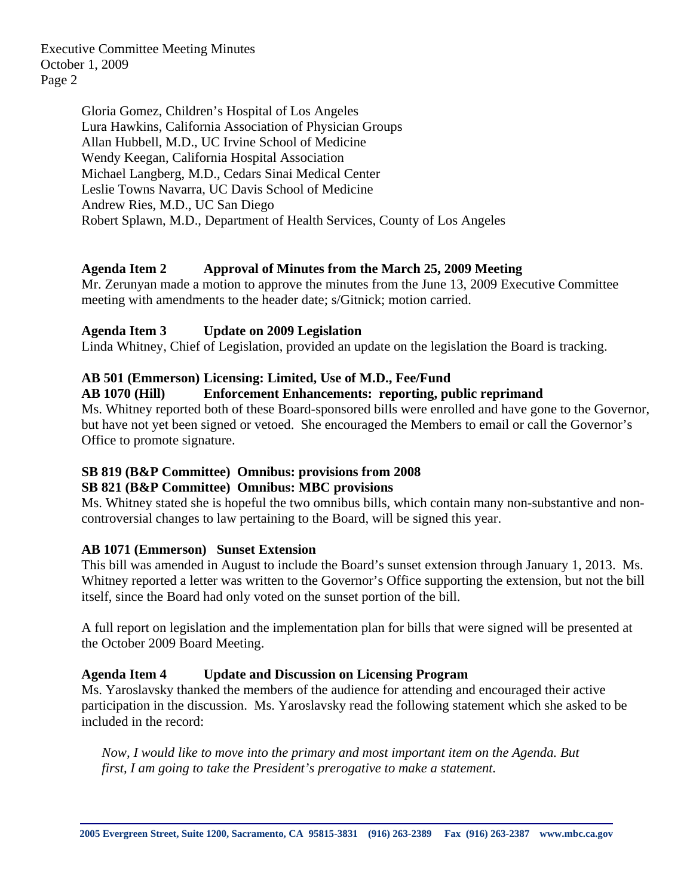Gloria Gomez, Children's Hospital of Los Angeles
Lura Hawkins, California Association of Physician Groups
Allan Hubbell, M.D., UC Irvine School of Medicine
Wendy Keegan, California Hospital Association
Michael Langberg, M.D., Cedars Sinai Medical Center
Leslie Towns Navarra, UC Davis School of Medicine
Andrew Ries, M.D., UC San Diego
Robert Splawn, M.D., Department of Health Services, County of Los Angeles

**Agenda Item 2 Approval of Minutes from the March 25, 2009 Meeting**

Mr. Zerunyan made a motion to approve the minutes from the June 13, 2009 Executive Committee meeting with amendments to the header date; s/Gitnick; motion carried.

**Agenda Item 3 Update on 2009 Legislation**

Linda Whitney, Chief of Legislation, provided an update on the legislation the Board is tracking.

**AB 501 (Emmerson) Licensing: Limited, Use of M.D., Fee/Fund**
**AB 1070 (Hill) Enforcement Enhancements: reporting, public reprimand**

Ms. Whitney reported both of these Board-sponsored bills were enrolled and have gone to the Governor, but have not yet been signed or vetoed. She encouraged the Members to email or call the Governor's Office to promote signature.

**SB 819 (B&P Committee) Omnibus: provisions from 2008**
**SB 821 (B&P Committee) Omnibus: MBC provisions**

Ms. Whitney stated she is hopeful the two omnibus bills, which contain many non-substantive and non-controversial changes to law pertaining to the Board, will be signed this year.

**AB 1071 (Emmerson) Sunset Extension**

This bill was amended in August to include the Board's sunset extension through January 1, 2013. Ms. Whitney reported a letter was written to the Governor's Office supporting the extension, but not the bill itself, since the Board had only voted on the sunset portion of the bill.

A full report on legislation and the implementation plan for bills that were signed will be presented at the October 2009 Board Meeting.

**Agenda Item 4 Update and Discussion on Licensing Program**

Ms. Yaroslavsky thanked the members of the audience for attending and encouraged their active participation in the discussion. Ms. Yaroslavsky read the following statement which she asked to be included in the record:

*Now, I would like to move into the primary and most important item on the Agenda. But first, I am going to take the President's prerogative to make a statement.*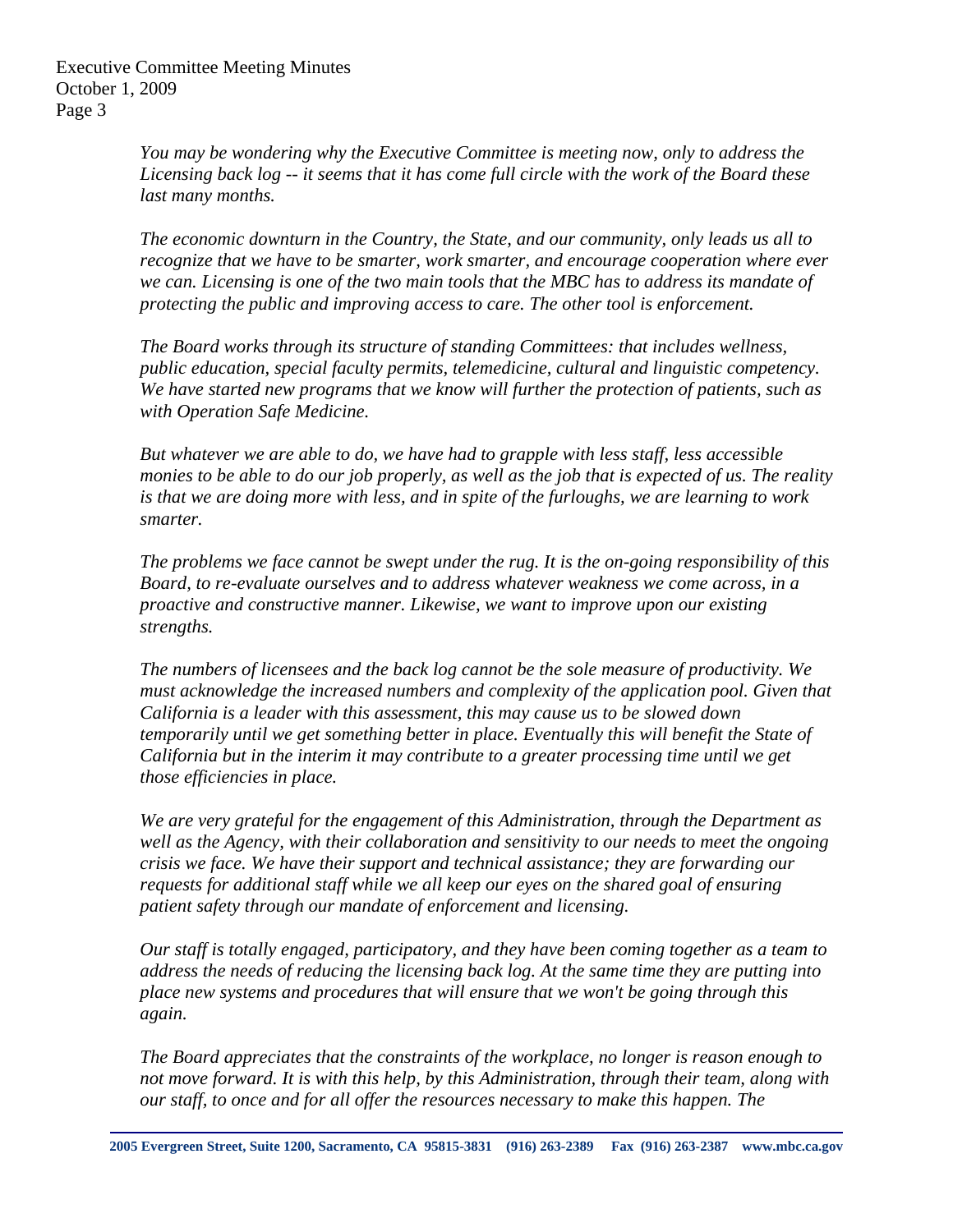*You may be wondering why the Executive Committee is meeting now, only to address the Licensing back log -- it seems that it has come full circle with the work of the Board these last many months.*

*The economic downturn in the Country, the State, and our community, only leads us all to recognize that we have to be smarter, work smarter, and encourage cooperation where ever we can. Licensing is one of the two main tools that the MBC has to address its mandate of protecting the public and improving access to care. The other tool is enforcement.*

*The Board works through its structure of standing Committees: that includes wellness, public education, special faculty permits, telemedicine, cultural and linguistic competency. We have started new programs that we know will further the protection of patients, such as with Operation Safe Medicine.*

*But whatever we are able to do, we have had to grapple with less staff, less accessible monies to be able to do our job properly, as well as the job that is expected of us. The reality is that we are doing more with less, and in spite of the furloughs, we are learning to work smarter.*

*The problems we face cannot be swept under the rug. It is the on-going responsibility of this Board, to re-evaluate ourselves and to address whatever weakness we come across, in a proactive and constructive manner. Likewise, we want to improve upon our existing strengths.*

*The numbers of licensees and the back log cannot be the sole measure of productivity. We must acknowledge the increased numbers and complexity of the application pool. Given that California is a leader with this assessment, this may cause us to be slowed down temporarily until we get something better in place. Eventually this will benefit the State of California but in the interim it may contribute to a greater processing time until we get those efficiencies in place.*

*We are very grateful for the engagement of this Administration, through the Department as well as the Agency, with their collaboration and sensitivity to our needs to meet the ongoing crisis we face. We have their support and technical assistance; they are forwarding our requests for additional staff while we all keep our eyes on the shared goal of ensuring patient safety through our mandate of enforcement and licensing.*

*Our staff is totally engaged, participatory, and they have been coming together as a team to address the needs of reducing the licensing back log. At the same time they are putting into place new systems and procedures that will ensure that we won't be going through this again.*

*The Board appreciates that the constraints of the workplace, no longer is reason enough to not move forward. It is with this help, by this Administration, through their team, along with our staff, to once and for all offer the resources necessary to make this happen. The*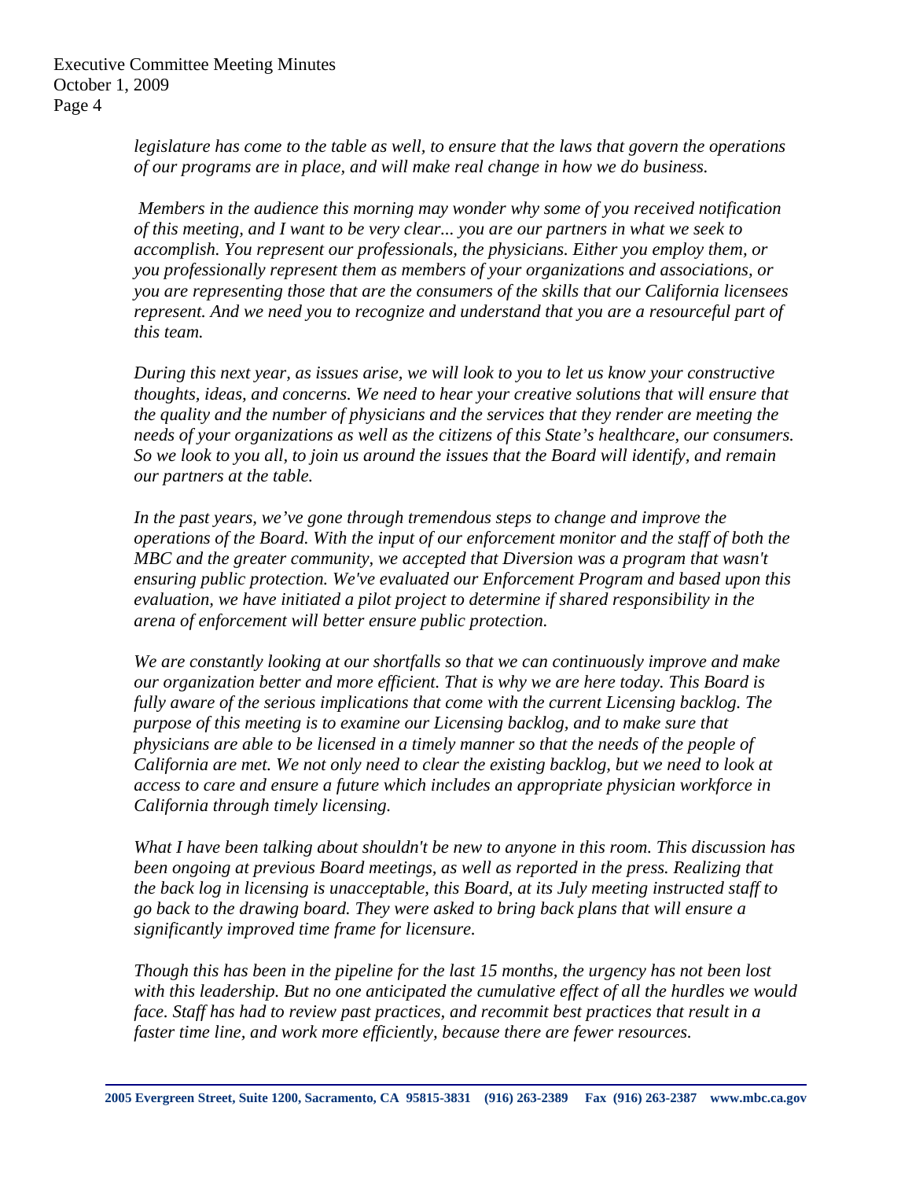*legislature has come to the table as well, to ensure that the laws that govern the operations of our programs are in place, and will make real change in how we do business.*

*Members in the audience this morning may wonder why some of you received notification of this meeting, and I want to be very clear... you are our partners in what we seek to accomplish. You represent our professionals, the physicians. Either you employ them, or you professionally represent them as members of your organizations and associations, or you are representing those that are the consumers of the skills that our California licensees represent. And we need you to recognize and understand that you are a resourceful part of this team.*

*During this next year, as issues arise, we will look to you to let us know your constructive thoughts, ideas, and concerns. We need to hear your creative solutions that will ensure that the quality and the number of physicians and the services that they render are meeting the needs of your organizations as well as the citizens of this State's healthcare, our consumers. So we look to you all, to join us around the issues that the Board will identify, and remain our partners at the table.*

*In the past years, we've gone through tremendous steps to change and improve the operations of the Board. With the input of our enforcement monitor and the staff of both the MBC and the greater community, we accepted that Diversion was a program that wasn't ensuring public protection. We've evaluated our Enforcement Program and based upon this evaluation, we have initiated a pilot project to determine if shared responsibility in the arena of enforcement will better ensure public protection.*

*We are constantly looking at our shortfalls so that we can continuously improve and make our organization better and more efficient. That is why we are here today. This Board is fully aware of the serious implications that come with the current Licensing backlog. The purpose of this meeting is to examine our Licensing backlog, and to make sure that physicians are able to be licensed in a timely manner so that the needs of the people of California are met. We not only need to clear the existing backlog, but we need to look at access to care and ensure a future which includes an appropriate physician workforce in California through timely licensing.*

*What I have been talking about shouldn't be new to anyone in this room. This discussion has been ongoing at previous Board meetings, as well as reported in the press. Realizing that the back log in licensing is unacceptable, this Board, at its July meeting instructed staff to go back to the drawing board. They were asked to bring back plans that will ensure a significantly improved time frame for licensure.*

*Though this has been in the pipeline for the last 15 months, the urgency has not been lost with this leadership. But no one anticipated the cumulative effect of all the hurdles we would face. Staff has had to review past practices, and recommit best practices that result in a faster time line, and work more efficiently, because there are fewer resources.*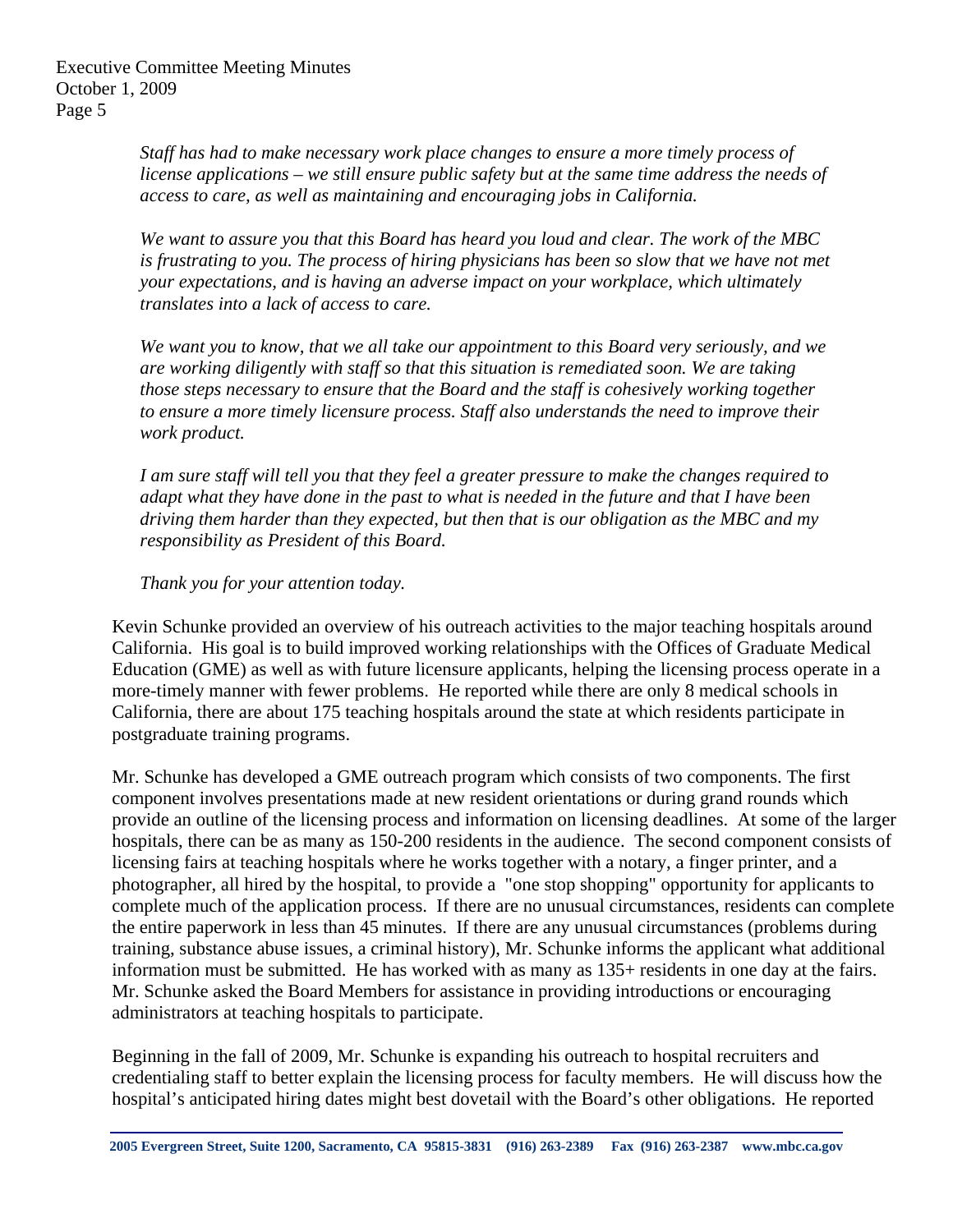*Staff has had to make necessary work place changes to ensure a more timely process of license applications – we still ensure public safety but at the same time address the needs of access to care, as well as maintaining and encouraging jobs in California.*

*We want to assure you that this Board has heard you loud and clear. The work of the MBC is frustrating to you. The process of hiring physicians has been so slow that we have not met your expectations, and is having an adverse impact on your workplace, which ultimately translates into a lack of access to care.*

*We want you to know, that we all take our appointment to this Board very seriously, and we are working diligently with staff so that this situation is remediated soon. We are taking those steps necessary to ensure that the Board and the staff is cohesively working together to ensure a more timely licensure process. Staff also understands the need to improve their work product.*

*I am sure staff will tell you that they feel a greater pressure to make the changes required to adapt what they have done in the past to what is needed in the future and that I have been driving them harder than they expected, but then that is our obligation as the MBC and my responsibility as President of this Board.*

*Thank you for your attention today.*

Kevin Schunke provided an overview of his outreach activities to the major teaching hospitals around California. His goal is to build improved working relationships with the Offices of Graduate Medical Education (GME) as well as with future licensure applicants, helping the licensing process operate in a more-timely manner with fewer problems. He reported while there are only 8 medical schools in California, there are about 175 teaching hospitals around the state at which residents participate in postgraduate training programs.

Mr. Schunke has developed a GME outreach program which consists of two components. The first component involves presentations made at new resident orientations or during grand rounds which provide an outline of the licensing process and information on licensing deadlines. At some of the larger hospitals, there can be as many as 150-200 residents in the audience. The second component consists of licensing fairs at teaching hospitals where he works together with a notary, a finger printer, and a photographer, all hired by the hospital, to provide a "one stop shopping" opportunity for applicants to complete much of the application process. If there are no unusual circumstances, residents can complete the entire paperwork in less than 45 minutes. If there are any unusual circumstances (problems during training, substance abuse issues, a criminal history), Mr. Schunke informs the applicant what additional information must be submitted. He has worked with as many as 135+ residents in one day at the fairs. Mr. Schunke asked the Board Members for assistance in providing introductions or encouraging administrators at teaching hospitals to participate.

Beginning in the fall of 2009, Mr. Schunke is expanding his outreach to hospital recruiters and credentialing staff to better explain the licensing process for faculty members. He will discuss how the hospital's anticipated hiring dates might best dovetail with the Board's other obligations. He reported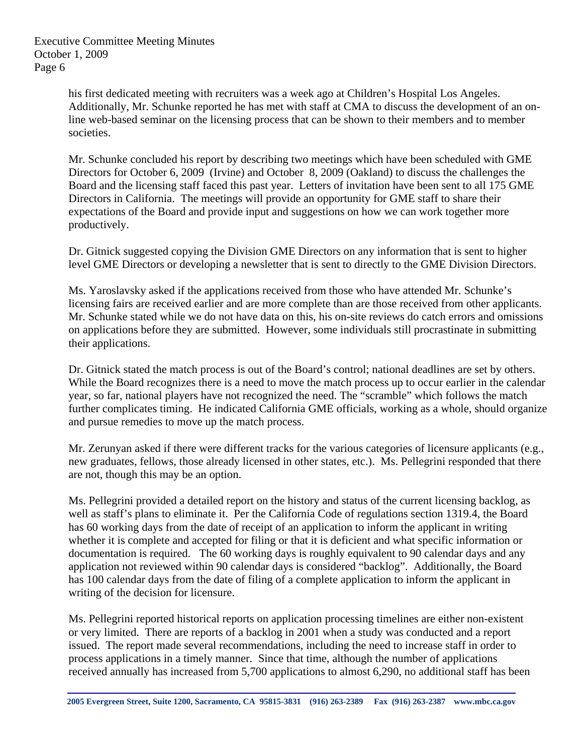his first dedicated meeting with recruiters was a week ago at Children's Hospital Los Angeles. Additionally, Mr. Schunke reported he has met with staff at CMA to discuss the development of an on-line web-based seminar on the licensing process that can be shown to their members and to member societies.

Mr. Schunke concluded his report by describing two meetings which have been scheduled with GME Directors for October 6, 2009 (Irvine) and October 8, 2009 (Oakland) to discuss the challenges the Board and the licensing staff faced this past year. Letters of invitation have been sent to all 175 GME Directors in California. The meetings will provide an opportunity for GME staff to share their expectations of the Board and provide input and suggestions on how we can work together more productively.

Dr. Gitnick suggested copying the Division GME Directors on any information that is sent to higher level GME Directors or developing a newsletter that is sent to directly to the GME Division Directors.

Ms. Yaroslavsky asked if the applications received from those who have attended Mr. Schunke's licensing fairs are received earlier and are more complete than are those received from other applicants. Mr. Schunke stated while we do not have data on this, his on-site reviews do catch errors and omissions on applications before they are submitted. However, some individuals still procrastinate in submitting their applications.

Dr. Gitnick stated the match process is out of the Board's control; national deadlines are set by others. While the Board recognizes there is a need to move the match process up to occur earlier in the calendar year, so far, national players have not recognized the need. The "scramble" which follows the match further complicates timing. He indicated California GME officials, working as a whole, should organize and pursue remedies to move up the match process.

Mr. Zerunyan asked if there were different tracks for the various categories of licensure applicants (e.g., new graduates, fellows, those already licensed in other states, etc.). Ms. Pellegrini responded that there are not, though this may be an option.

Ms. Pellegrini provided a detailed report on the history and status of the current licensing backlog, as well as staff's plans to eliminate it. Per the California Code of regulations section 1319.4, the Board has 60 working days from the date of receipt of an application to inform the applicant in writing whether it is complete and accepted for filing or that it is deficient and what specific information or documentation is required. The 60 working days is roughly equivalent to 90 calendar days and any application not reviewed within 90 calendar days is considered "backlog". Additionally, the Board has 100 calendar days from the date of filing of a complete application to inform the applicant in writing of the decision for licensure.

Ms. Pellegrini reported historical reports on application processing timelines are either non-existent or very limited. There are reports of a backlog in 2001 when a study was conducted and a report issued. The report made several recommendations, including the need to increase staff in order to process applications in a timely manner. Since that time, although the number of applications received annually has increased from 5,700 applications to almost 6,290, no additional staff has been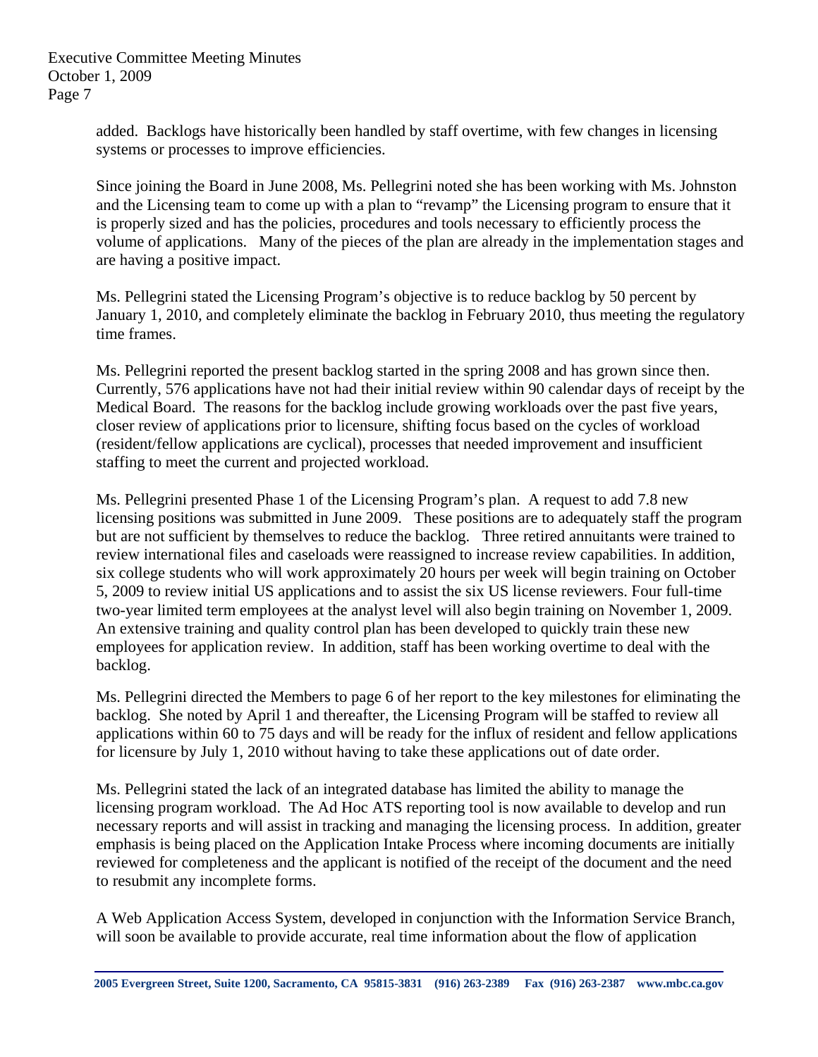added. Backlogs have historically been handled by staff overtime, with few changes in licensing systems or processes to improve efficiencies.

Since joining the Board in June 2008, Ms. Pellegrini noted she has been working with Ms. Johnston and the Licensing team to come up with a plan to "revamp" the Licensing program to ensure that it is properly sized and has the policies, procedures and tools necessary to efficiently process the volume of applications. Many of the pieces of the plan are already in the implementation stages and are having a positive impact.

Ms. Pellegrini stated the Licensing Program's objective is to reduce backlog by 50 percent by January 1, 2010, and completely eliminate the backlog in February 2010, thus meeting the regulatory time frames.

Ms. Pellegrini reported the present backlog started in the spring 2008 and has grown since then. Currently, 576 applications have not had their initial review within 90 calendar days of receipt by the Medical Board. The reasons for the backlog include growing workloads over the past five years, closer review of applications prior to licensure, shifting focus based on the cycles of workload (resident/fellow applications are cyclical), processes that needed improvement and insufficient staffing to meet the current and projected workload.

Ms. Pellegrini presented Phase 1 of the Licensing Program's plan. A request to add 7.8 new licensing positions was submitted in June 2009. These positions are to adequately staff the program but are not sufficient by themselves to reduce the backlog. Three retired annuitants were trained to review international files and caseloads were reassigned to increase review capabilities. In addition, six college students who will work approximately 20 hours per week will begin training on October 5, 2009 to review initial US applications and to assist the six US license reviewers. Four full-time two-year limited term employees at the analyst level will also begin training on November 1, 2009. An extensive training and quality control plan has been developed to quickly train these new employees for application review. In addition, staff has been working overtime to deal with the backlog.

Ms. Pellegrini directed the Members to page 6 of her report to the key milestones for eliminating the backlog. She noted by April 1 and thereafter, the Licensing Program will be staffed to review all applications within 60 to 75 days and will be ready for the influx of resident and fellow applications for licensure by July 1, 2010 without having to take these applications out of date order.

Ms. Pellegrini stated the lack of an integrated database has limited the ability to manage the licensing program workload. The Ad Hoc ATS reporting tool is now available to develop and run necessary reports and will assist in tracking and managing the licensing process. In addition, greater emphasis is being placed on the Application Intake Process where incoming documents are initially reviewed for completeness and the applicant is notified of the receipt of the document and the need to resubmit any incomplete forms.

A Web Application Access System, developed in conjunction with the Information Service Branch, will soon be available to provide accurate, real time information about the flow of application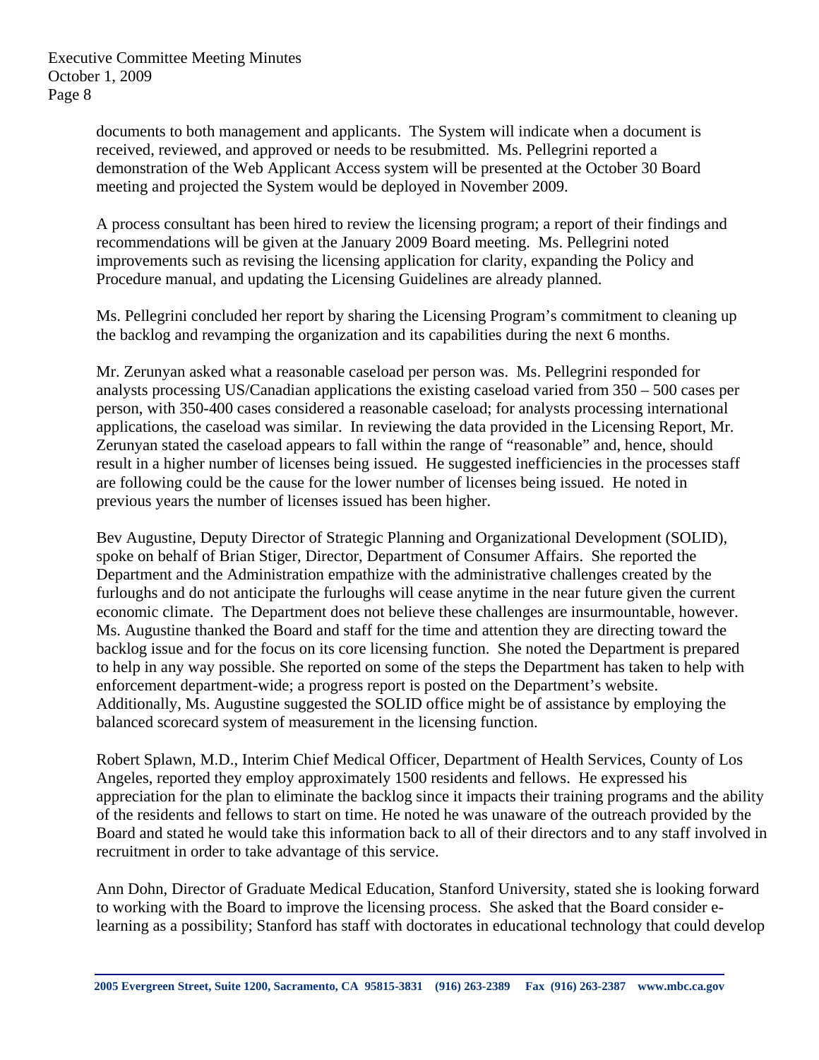documents to both management and applicants. The System will indicate when a document is received, reviewed, and approved or needs to be resubmitted. Ms. Pellegrini reported a demonstration of the Web Applicant Access system will be presented at the October 30 Board meeting and projected the System would be deployed in November 2009.

A process consultant has been hired to review the licensing program; a report of their findings and recommendations will be given at the January 2009 Board meeting. Ms. Pellegrini noted improvements such as revising the licensing application for clarity, expanding the Policy and Procedure manual, and updating the Licensing Guidelines are already planned.

Ms. Pellegrini concluded her report by sharing the Licensing Program's commitment to cleaning up the backlog and revamping the organization and its capabilities during the next 6 months.

Mr. Zerunyan asked what a reasonable caseload per person was. Ms. Pellegrini responded for analysts processing US/Canadian applications the existing caseload varied from 350 – 500 cases per person, with 350-400 cases considered a reasonable caseload; for analysts processing international applications, the caseload was similar. In reviewing the data provided in the Licensing Report, Mr. Zerunyan stated the caseload appears to fall within the range of "reasonable" and, hence, should result in a higher number of licenses being issued. He suggested inefficiencies in the processes staff are following could be the cause for the lower number of licenses being issued. He noted in previous years the number of licenses issued has been higher.

Bev Augustine, Deputy Director of Strategic Planning and Organizational Development (SOLID), spoke on behalf of Brian Stiger, Director, Department of Consumer Affairs. She reported the Department and the Administration empathize with the administrative challenges created by the furloughs and do not anticipate the furloughs will cease anytime in the near future given the current economic climate. The Department does not believe these challenges are insurmountable, however. Ms. Augustine thanked the Board and staff for the time and attention they are directing toward the backlog issue and for the focus on its core licensing function. She noted the Department is prepared to help in any way possible. She reported on some of the steps the Department has taken to help with enforcement department-wide; a progress report is posted on the Department's website. Additionally, Ms. Augustine suggested the SOLID office might be of assistance by employing the balanced scorecard system of measurement in the licensing function.

Robert Splawn, M.D., Interim Chief Medical Officer, Department of Health Services, County of Los Angeles, reported they employ approximately 1500 residents and fellows. He expressed his appreciation for the plan to eliminate the backlog since it impacts their training programs and the ability of the residents and fellows to start on time. He noted he was unaware of the outreach provided by the Board and stated he would take this information back to all of their directors and to any staff involved in recruitment in order to take advantage of this service.

Ann Dohn, Director of Graduate Medical Education, Stanford University, stated she is looking forward to working with the Board to improve the licensing process. She asked that the Board consider e-learning as a possibility; Stanford has staff with doctorates in educational technology that could develop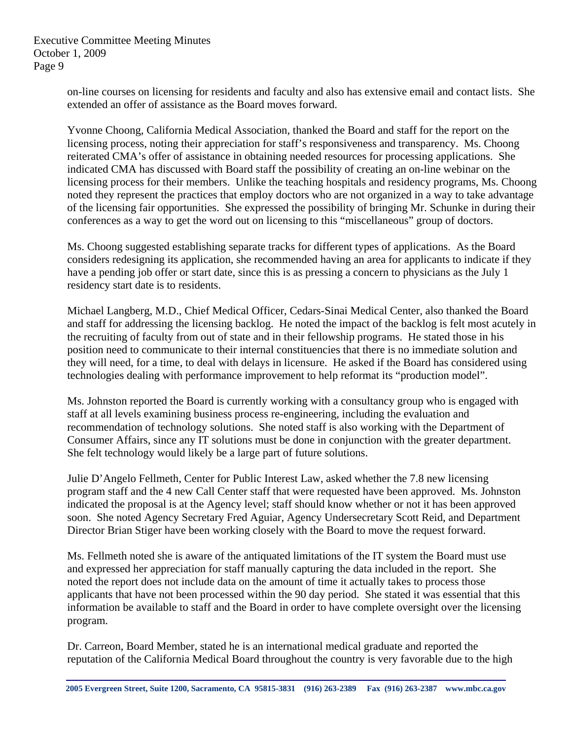on-line courses on licensing for residents and faculty and also has extensive email and contact lists. She extended an offer of assistance as the Board moves forward.

Yvonne Choong, California Medical Association, thanked the Board and staff for the report on the licensing process, noting their appreciation for staff's responsiveness and transparency. Ms. Choong reiterated CMA's offer of assistance in obtaining needed resources for processing applications. She indicated CMA has discussed with Board staff the possibility of creating an on-line webinar on the licensing process for their members. Unlike the teaching hospitals and residency programs, Ms. Choong noted they represent the practices that employ doctors who are not organized in a way to take advantage of the licensing fair opportunities. She expressed the possibility of bringing Mr. Schunke in during their conferences as a way to get the word out on licensing to this "miscellaneous" group of doctors.

Ms. Choong suggested establishing separate tracks for different types of applications. As the Board considers redesigning its application, she recommended having an area for applicants to indicate if they have a pending job offer or start date, since this is as pressing a concern to physicians as the July 1 residency start date is to residents.

Michael Langberg, M.D., Chief Medical Officer, Cedars-Sinai Medical Center, also thanked the Board and staff for addressing the licensing backlog. He noted the impact of the backlog is felt most acutely in the recruiting of faculty from out of state and in their fellowship programs. He stated those in his position need to communicate to their internal constituencies that there is no immediate solution and they will need, for a time, to deal with delays in licensure. He asked if the Board has considered using technologies dealing with performance improvement to help reformat its "production model".

Ms. Johnston reported the Board is currently working with a consultancy group who is engaged with staff at all levels examining business process re-engineering, including the evaluation and recommendation of technology solutions. She noted staff is also working with the Department of Consumer Affairs, since any IT solutions must be done in conjunction with the greater department. She felt technology would likely be a large part of future solutions.

Julie D'Angelo Fellmeth, Center for Public Interest Law, asked whether the 7.8 new licensing program staff and the 4 new Call Center staff that were requested have been approved. Ms. Johnston indicated the proposal is at the Agency level; staff should know whether or not it has been approved soon. She noted Agency Secretary Fred Aguiar, Agency Undersecretary Scott Reid, and Department Director Brian Stiger have been working closely with the Board to move the request forward.

Ms. Fellmeth noted she is aware of the antiquated limitations of the IT system the Board must use and expressed her appreciation for staff manually capturing the data included in the report. She noted the report does not include data on the amount of time it actually takes to process those applicants that have not been processed within the 90 day period. She stated it was essential that this information be available to staff and the Board in order to have complete oversight over the licensing program.

Dr. Carreon, Board Member, stated he is an international medical graduate and reported the reputation of the California Medical Board throughout the country is very favorable due to the high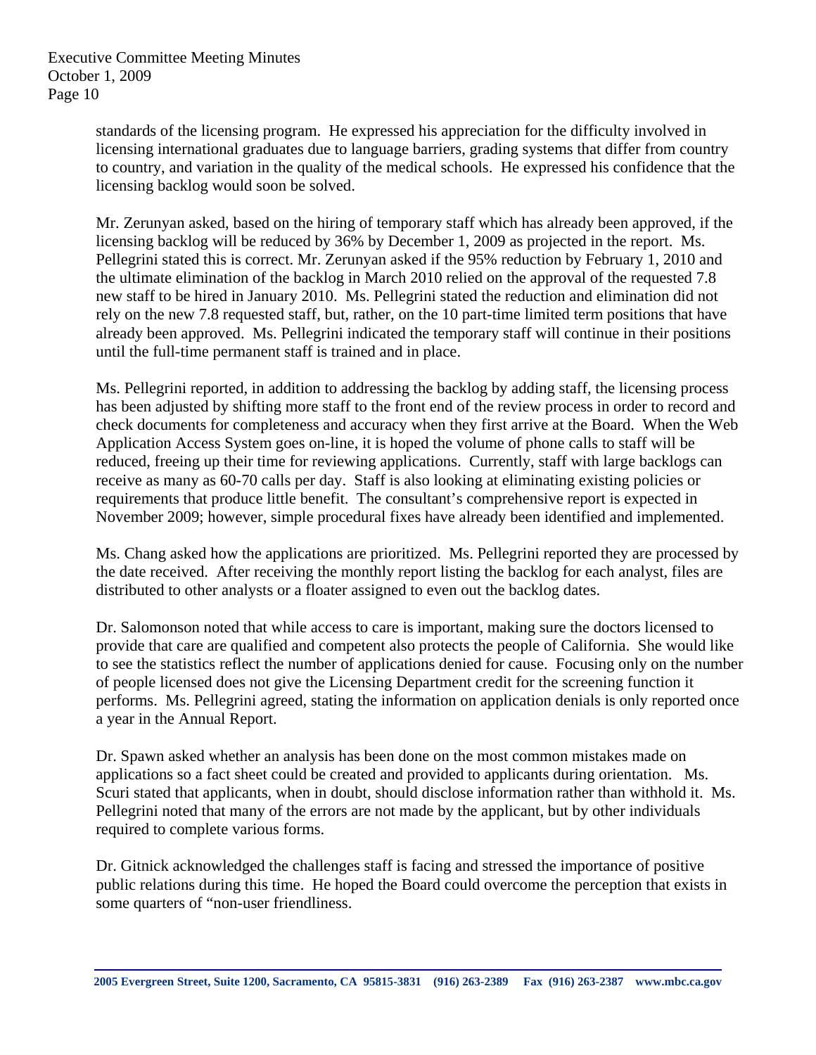standards of the licensing program. He expressed his appreciation for the difficulty involved in licensing international graduates due to language barriers, grading systems that differ from country to country, and variation in the quality of the medical schools. He expressed his confidence that the licensing backlog would soon be solved.

Mr. Zerunyan asked, based on the hiring of temporary staff which has already been approved, if the licensing backlog will be reduced by 36% by December 1, 2009 as projected in the report. Ms. Pellegrini stated this is correct. Mr. Zerunyan asked if the 95% reduction by February 1, 2010 and the ultimate elimination of the backlog in March 2010 relied on the approval of the requested 7.8 new staff to be hired in January 2010. Ms. Pellegrini stated the reduction and elimination did not rely on the new 7.8 requested staff, but, rather, on the 10 part-time limited term positions that have already been approved. Ms. Pellegrini indicated the temporary staff will continue in their positions until the full-time permanent staff is trained and in place.

Ms. Pellegrini reported, in addition to addressing the backlog by adding staff, the licensing process has been adjusted by shifting more staff to the front end of the review process in order to record and check documents for completeness and accuracy when they first arrive at the Board. When the Web Application Access System goes on-line, it is hoped the volume of phone calls to staff will be reduced, freeing up their time for reviewing applications. Currently, staff with large backlogs can receive as many as 60-70 calls per day. Staff is also looking at eliminating existing policies or requirements that produce little benefit. The consultant's comprehensive report is expected in November 2009; however, simple procedural fixes have already been identified and implemented.

Ms. Chang asked how the applications are prioritized. Ms. Pellegrini reported they are processed by the date received. After receiving the monthly report listing the backlog for each analyst, files are distributed to other analysts or a floater assigned to even out the backlog dates.

Dr. Salomonson noted that while access to care is important, making sure the doctors licensed to provide that care are qualified and competent also protects the people of California. She would like to see the statistics reflect the number of applications denied for cause. Focusing only on the number of people licensed does not give the Licensing Department credit for the screening function it performs. Ms. Pellegrini agreed, stating the information on application denials is only reported once a year in the Annual Report.

Dr. Spawn asked whether an analysis has been done on the most common mistakes made on applications so a fact sheet could be created and provided to applicants during orientation. Ms. Scuri stated that applicants, when in doubt, should disclose information rather than withhold it. Ms. Pellegrini noted that many of the errors are not made by the applicant, but by other individuals required to complete various forms.

Dr. Gitnick acknowledged the challenges staff is facing and stressed the importance of positive public relations during this time. He hoped the Board could overcome the perception that exists in some quarters of "non-user friendliness.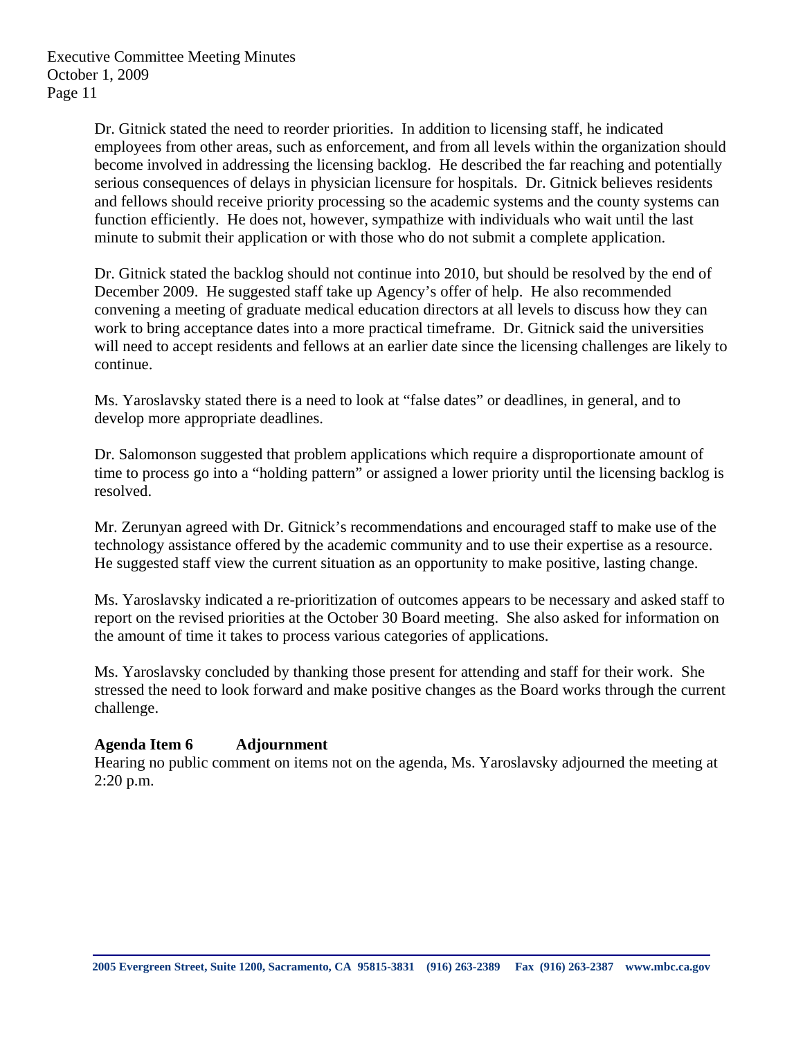Dr. Gitnick stated the need to reorder priorities. In addition to licensing staff, he indicated employees from other areas, such as enforcement, and from all levels within the organization should become involved in addressing the licensing backlog. He described the far reaching and potentially serious consequences of delays in physician licensure for hospitals. Dr. Gitnick believes residents and fellows should receive priority processing so the academic systems and the county systems can function efficiently. He does not, however, sympathize with individuals who wait until the last minute to submit their application or with those who do not submit a complete application.

Dr. Gitnick stated the backlog should not continue into 2010, but should be resolved by the end of December 2009. He suggested staff take up Agency's offer of help. He also recommended convening a meeting of graduate medical education directors at all levels to discuss how they can work to bring acceptance dates into a more practical timeframe. Dr. Gitnick said the universities will need to accept residents and fellows at an earlier date since the licensing challenges are likely to continue.

Ms. Yaroslavsky stated there is a need to look at "false dates" or deadlines, in general, and to develop more appropriate deadlines.

Dr. Salomonson suggested that problem applications which require a disproportionate amount of time to process go into a "holding pattern" or assigned a lower priority until the licensing backlog is resolved.

Mr. Zerunyan agreed with Dr. Gitnick's recommendations and encouraged staff to make use of the technology assistance offered by the academic community and to use their expertise as a resource. He suggested staff view the current situation as an opportunity to make positive, lasting change.

Ms. Yaroslavsky indicated a re-prioritization of outcomes appears to be necessary and asked staff to report on the revised priorities at the October 30 Board meeting. She also asked for information on the amount of time it takes to process various categories of applications.

Ms. Yaroslavsky concluded by thanking those present for attending and staff for their work. She stressed the need to look forward and make positive changes as the Board works through the current challenge.

**Agenda Item 6 Adjournment**

Hearing no public comment on items not on the agenda, Ms. Yaroslavsky adjourned the meeting at 2:20 p.m.